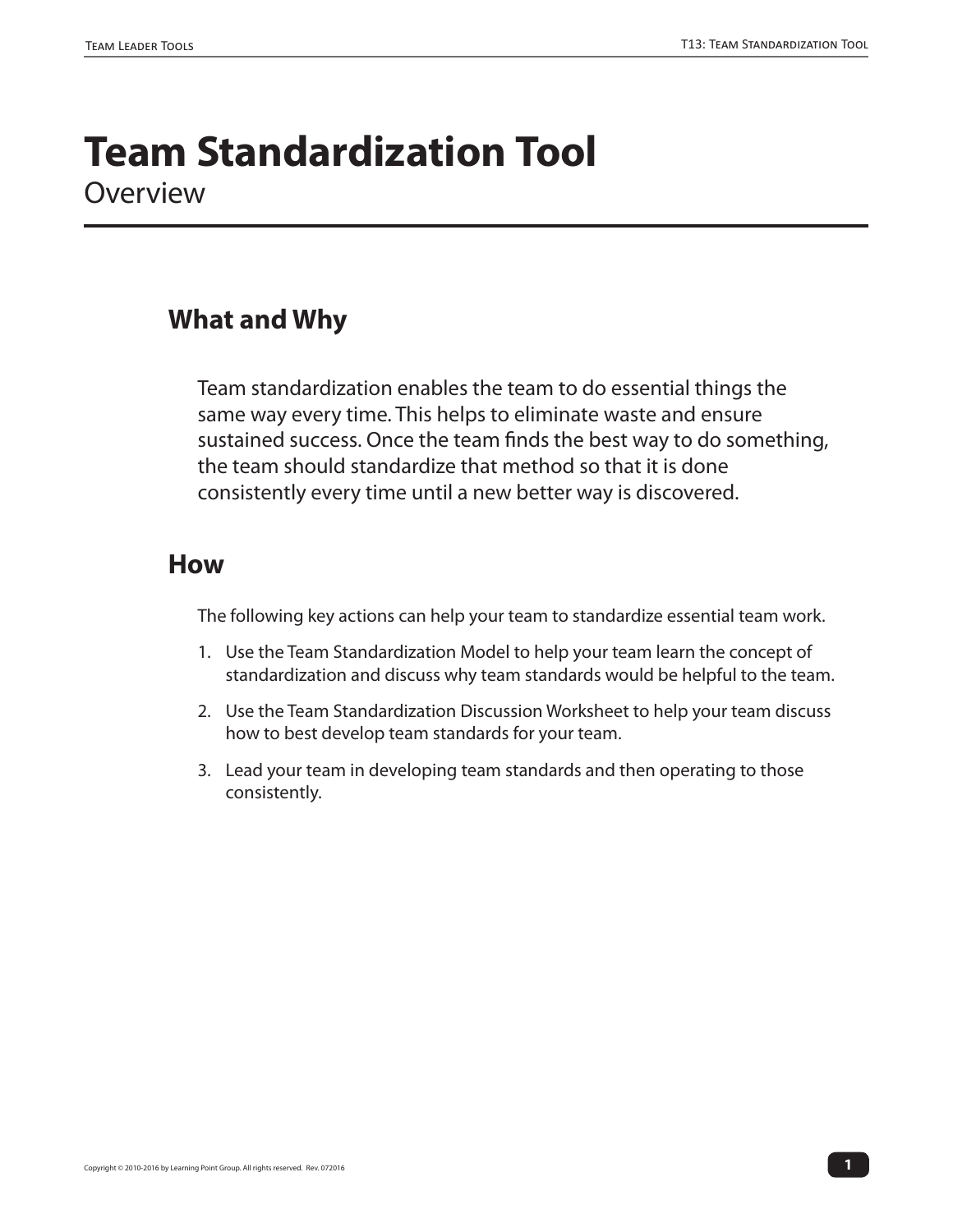# Team Standardization Tool

Overview

## What and Why

Team standardization enables the team to do essential things the same way every time. This helps to eliminate waste and ensure sustained success. Once the team finds the best way to do something, the team should standardize that method so that it is done consistently every time until a new better way is discovered.

## How

The following key actions can help your team to standardize essential team work.

1. Use the Team Standardization Model to help your team learn the concept of standardization and discuss why team standards would be helpful to the team.
2. Use the Team Standardization Discussion Worksheet to help your team discuss how to best develop team standards for your team.
3. Lead your team in developing team standards and then operating to those consistently.

Copyright © 2010-2016 by Learning Point Group. All rights reserved. Rev. 072016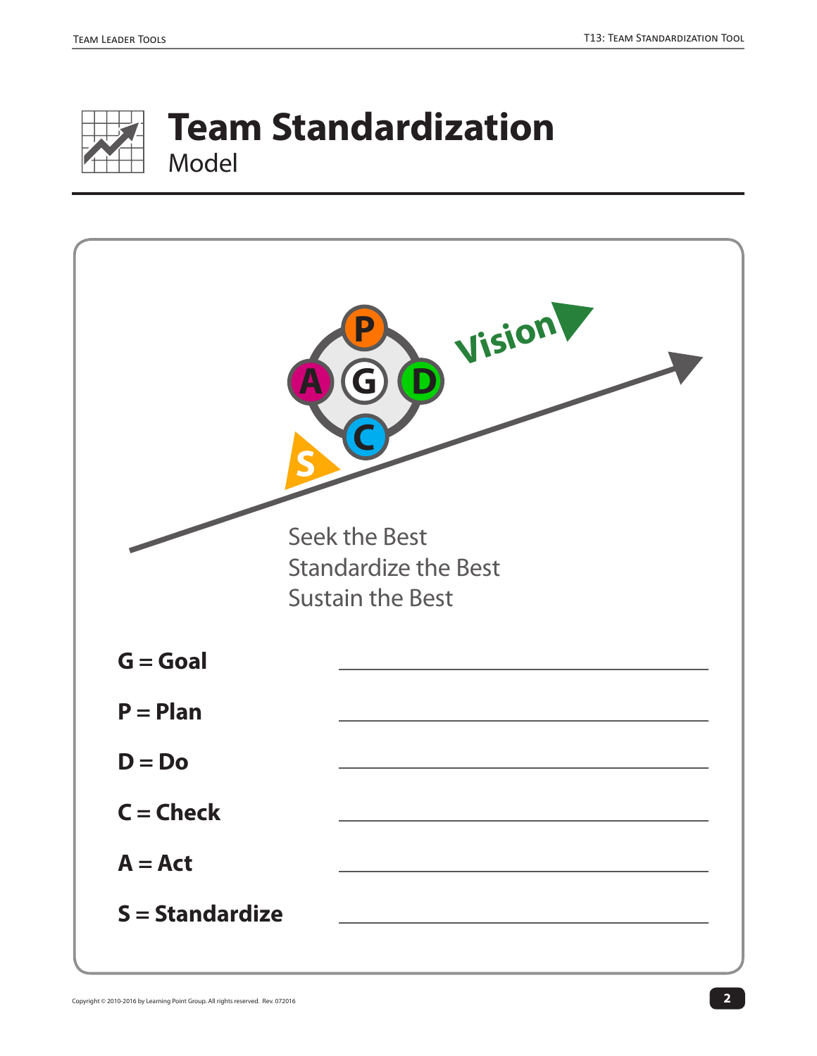# Team Standardization

Model

Vision

Seek the Best
Standardize the Best
Sustain the Best

**G = Goal** ______________________________

**P = Plan** ______________________________

**D = Do** ______________________________

**C = Check** ______________________________

**A = Act** ______________________________

**S = Standardize** ______________________________

Copyright © 2010-2016 by Learning Point Group. All rights reserved. Rev. 072016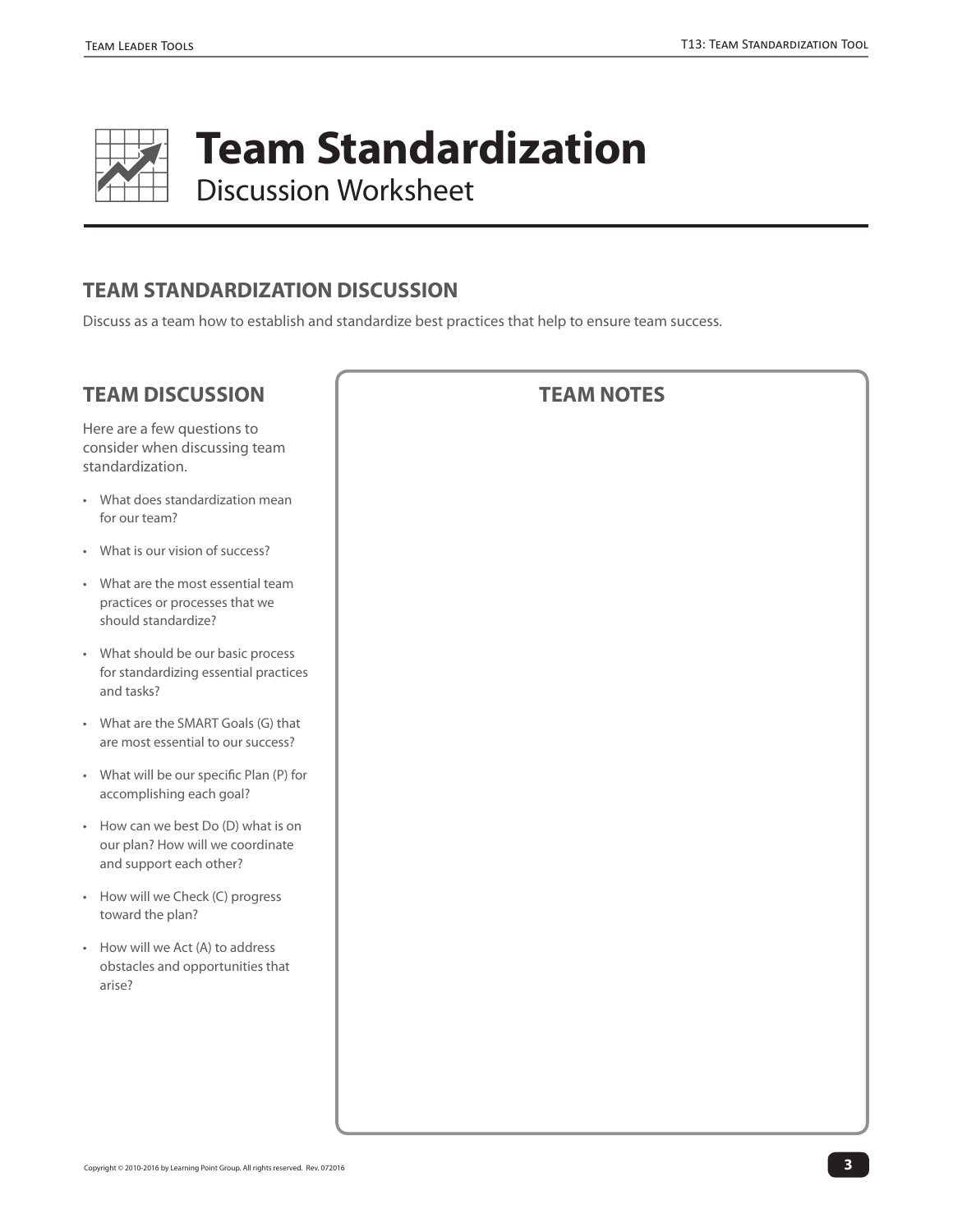# Team Standardization

Discussion Worksheet

## TEAM STANDARDIZATION DISCUSSION

Discuss as a team how to establish and standardize best practices that help to ensure team success.

### TEAM DISCUSSION

Here are a few questions to consider when discussing team standardization.

- What does standardization mean for our team?
- What is our vision of success?
- What are the most essential team practices or processes that we should standardize?
- What should be our basic process for standardizing essential practices and tasks?
- What are the SMART Goals (G) that are most essential to our success?
- What will be our specific Plan (P) for accomplishing each goal?
- How can we best Do (D) what is on our plan? How will we coordinate and support each other?
- How will we Check (C) progress toward the plan?
- How will we Act (A) to address obstacles and opportunities that arise?

### TEAM NOTES

Copyright © 2010-2016 by Learning Point Group. All rights reserved. Rev. 072016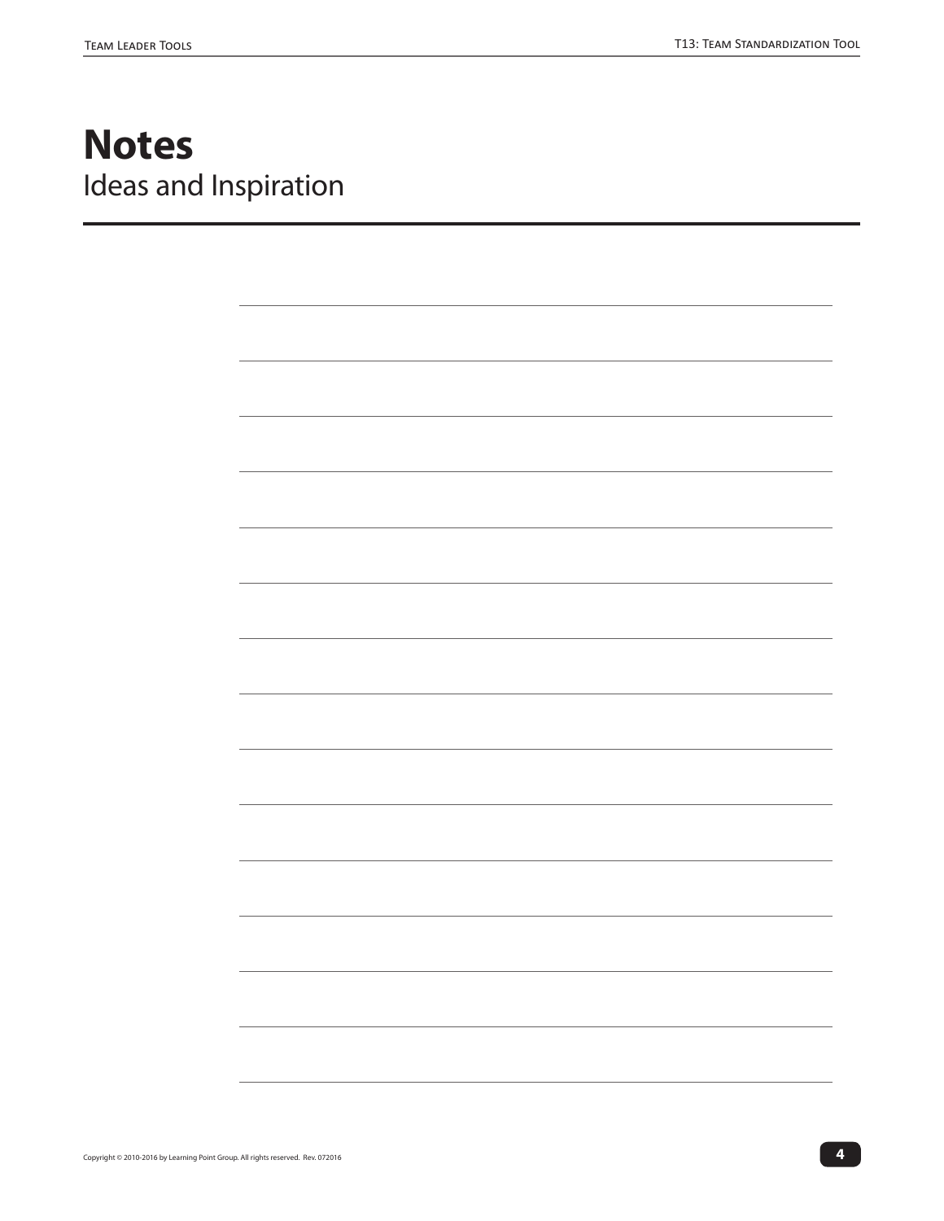# Notes

Ideas and Inspiration

Copyright © 2010-2016 by Learning Point Group. All rights reserved. Rev. 072016